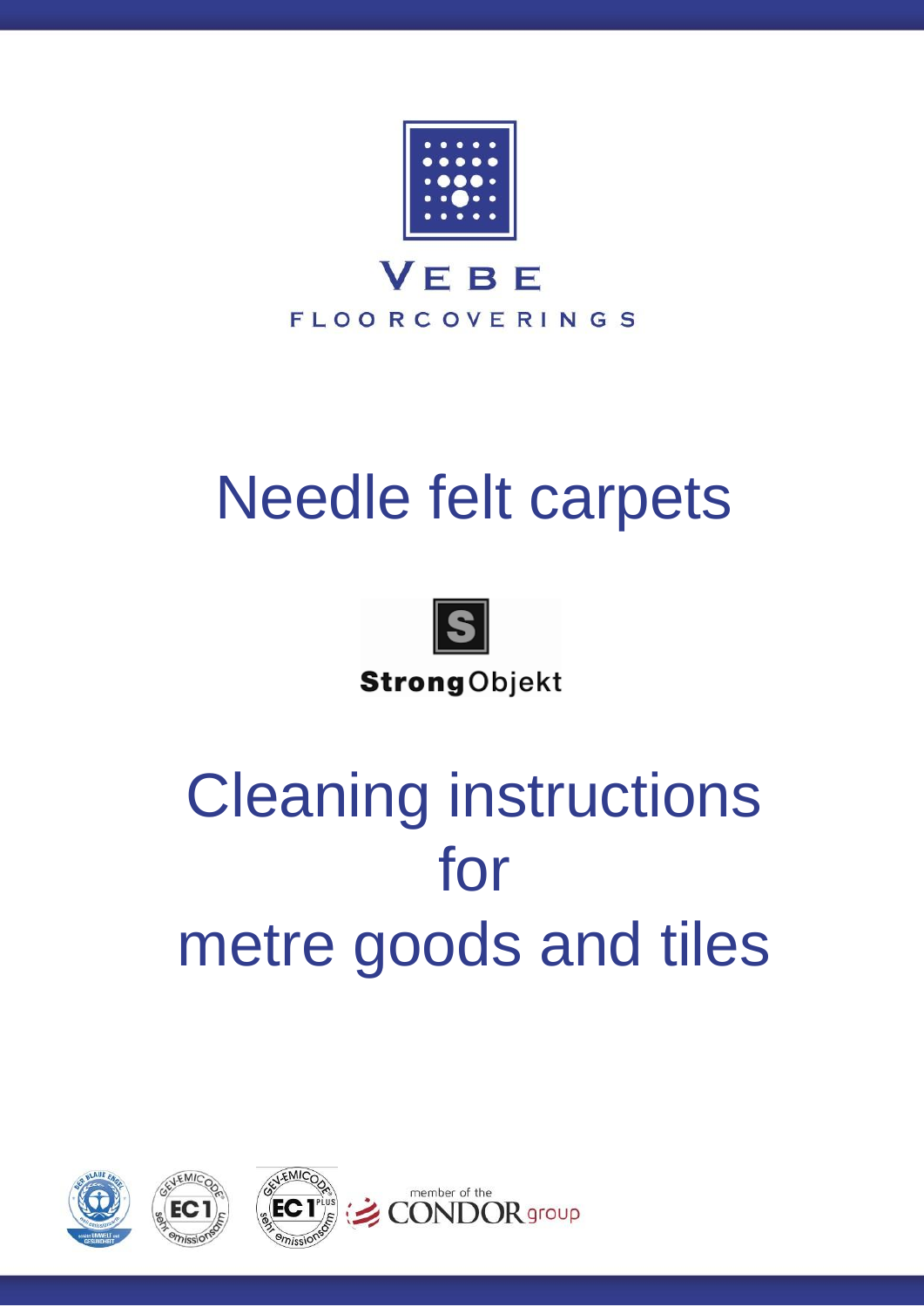VEBE

FLOORCOVERINGS

# Needle felt carpets

StrongObjekt

# Cleaning instructions for metre goods and tiles

member of the CONDOR group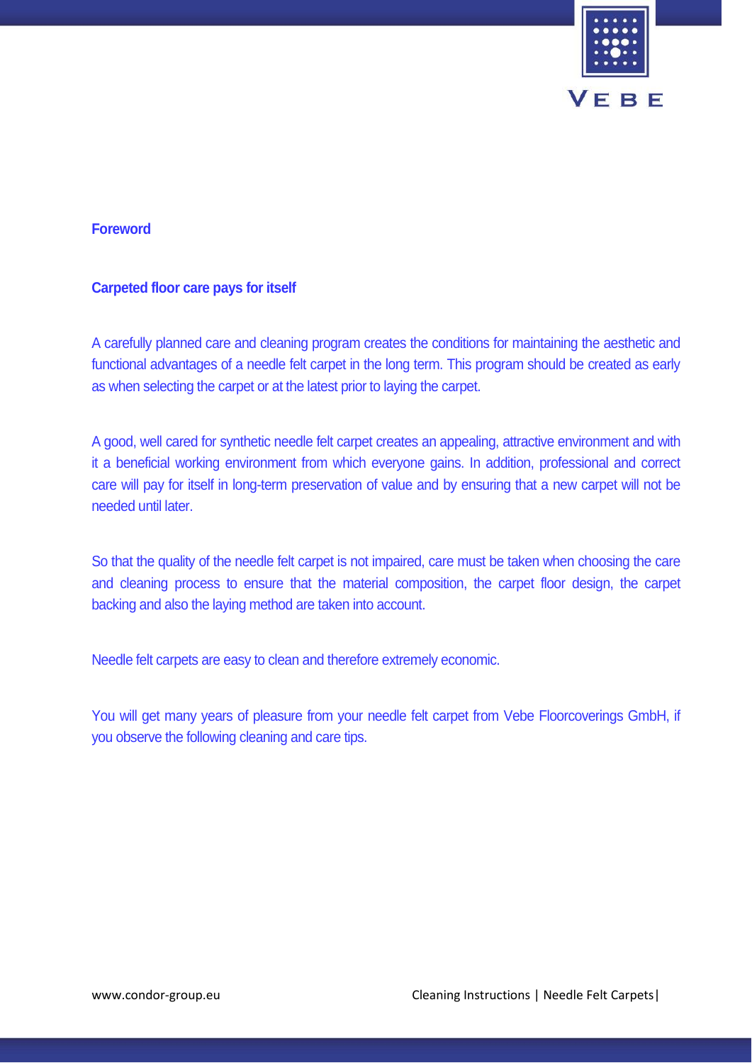## Foreword

### Carpeted floor care pays for itself

A carefully planned care and cleaning program creates the conditions for maintaining the aesthetic and functional advantages of a needle felt carpet in the long term. This program should be created as early as when selecting the carpet or at the latest prior to laying the carpet.

A good, well cared for synthetic needle felt carpet creates an appealing, attractive environment and with it a beneficial working environment from which everyone gains. In addition, professional and correct care will pay for itself in long-term preservation of value and by ensuring that a new carpet will not be needed until later.

So that the quality of the needle felt carpet is not impaired, care must be taken when choosing the care and cleaning process to ensure that the material composition, the carpet floor design, the carpet backing and also the laying method are taken into account.

Needle felt carpets are easy to clean and therefore extremely economic.

You will get many years of pleasure from your needle felt carpet from Vebe Floorcoverings GmbH, if you observe the following cleaning and care tips.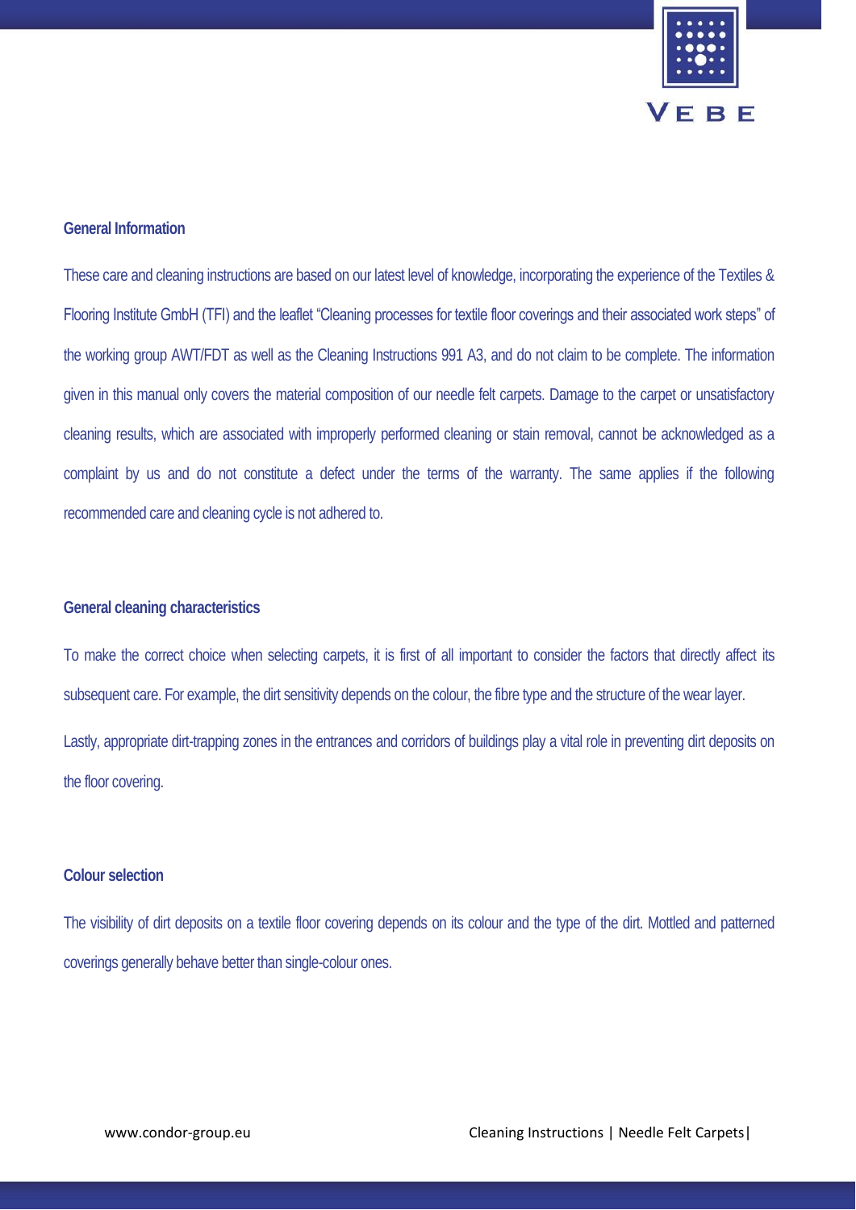## General Information

These care and cleaning instructions are based on our latest level of knowledge, incorporating the experience of the Textiles & Flooring Institute GmbH (TFI) and the leaflet "Cleaning processes for textile floor coverings and their associated work steps" of the working group AWT/FDT as well as the Cleaning Instructions 991 A3, and do not claim to be complete. The information given in this manual only covers the material composition of our needle felt carpets. Damage to the carpet or unsatisfactory cleaning results, which are associated with improperly performed cleaning or stain removal, cannot be acknowledged as a complaint by us and do not constitute a defect under the terms of the warranty. The same applies if the following recommended care and cleaning cycle is not adhered to.

## General cleaning characteristics

To make the correct choice when selecting carpets, it is first of all important to consider the factors that directly affect its subsequent care. For example, the dirt sensitivity depends on the colour, the fibre type and the structure of the wear layer.

Lastly, appropriate dirt-trapping zones in the entrances and corridors of buildings play a vital role in preventing dirt deposits on the floor covering.

## Colour selection

The visibility of dirt deposits on a textile floor covering depends on its colour and the type of the dirt. Mottled and patterned coverings generally behave better than single-colour ones.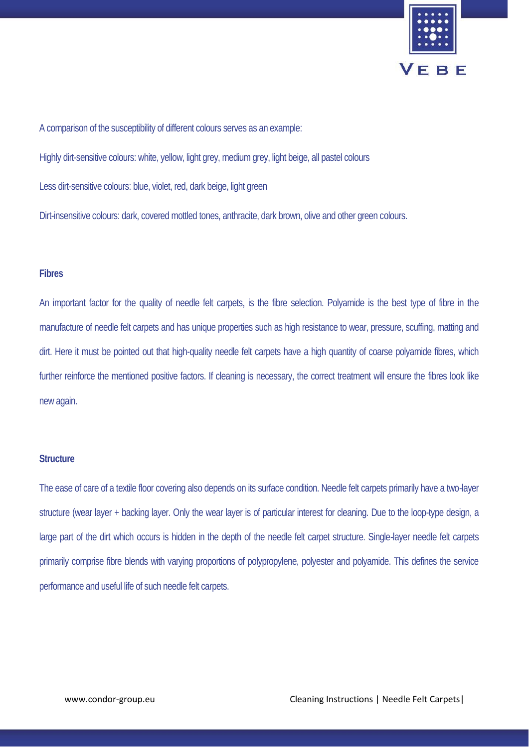A comparison of the susceptibility of different colours serves as an example:

Highly dirt-sensitive colours: white, yellow, light grey, medium grey, light beige, all pastel colours

Less dirt-sensitive colours: blue, violet, red, dark beige, light green

Dirt-insensitive colours: dark, covered mottled tones, anthracite, dark brown, olive and other green colours.

### Fibres

An important factor for the quality of needle felt carpets, is the fibre selection. Polyamide is the best type of fibre in the manufacture of needle felt carpets and has unique properties such as high resistance to wear, pressure, scuffing, matting and dirt. Here it must be pointed out that high-quality needle felt carpets have a high quantity of coarse polyamide fibres, which further reinforce the mentioned positive factors. If cleaning is necessary, the correct treatment will ensure the fibres look like new again.

### Structure

The ease of care of a textile floor covering also depends on its surface condition. Needle felt carpets primarily have a two-layer structure (wear layer + backing layer. Only the wear layer is of particular interest for cleaning. Due to the loop-type design, a large part of the dirt which occurs is hidden in the depth of the needle felt carpet structure. Single-layer needle felt carpets primarily comprise fibre blends with varying proportions of polypropylene, polyester and polyamide. This defines the service performance and useful life of such needle felt carpets.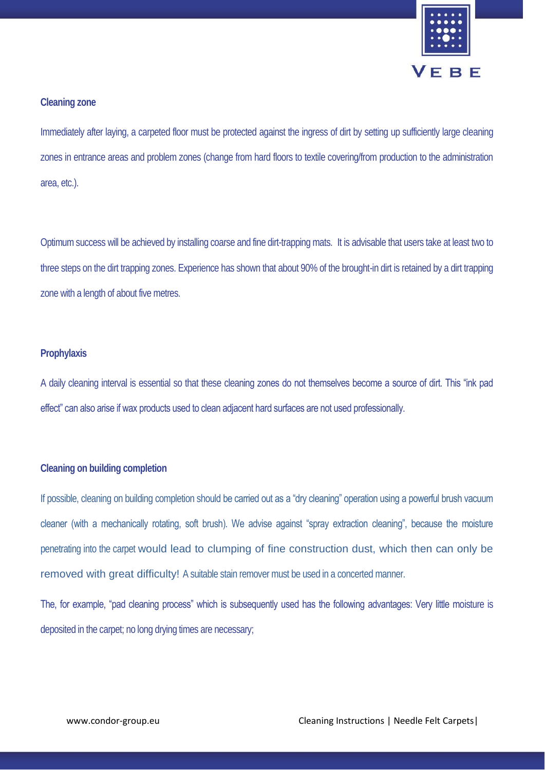### Cleaning zone

Immediately after laying, a carpeted floor must be protected against the ingress of dirt by setting up sufficiently large cleaning zones in entrance areas and problem zones (change from hard floors to textile covering/from production to the administration area, etc.).

Optimum success will be achieved by installing coarse and fine dirt-trapping mats. It is advisable that users take at least two to three steps on the dirt trapping zones. Experience has shown that about 90% of the brought-in dirt is retained by a dirt trapping zone with a length of about five metres.

### Prophylaxis

A daily cleaning interval is essential so that these cleaning zones do not themselves become a source of dirt. This "ink pad effect" can also arise if wax products used to clean adjacent hard surfaces are not used professionally.

### Cleaning on building completion

If possible, cleaning on building completion should be carried out as a "dry cleaning" operation using a powerful brush vacuum cleaner (with a mechanically rotating, soft brush). We advise against "spray extraction cleaning", because the moisture penetrating into the carpet would lead to clumping of fine construction dust, which then can only be removed with great difficulty! A suitable stain remover must be used in a concerted manner.

The, for example, "pad cleaning process" which is subsequently used has the following advantages: Very little moisture is deposited in the carpet; no long drying times are necessary;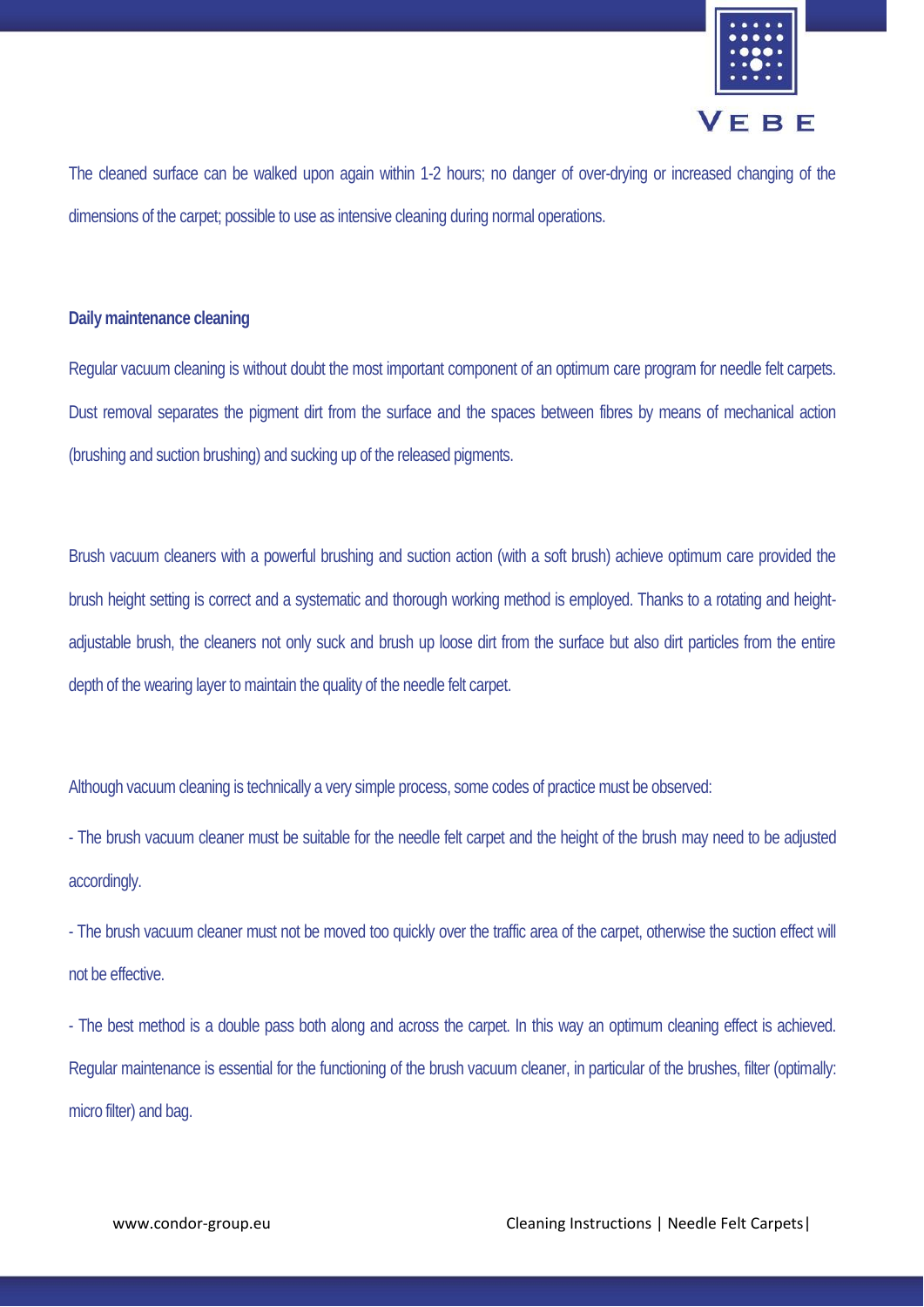The cleaned surface can be walked upon again within 1-2 hours; no danger of over-drying or increased changing of the dimensions of the carpet; possible to use as intensive cleaning during normal operations.

**Daily maintenance cleaning**

Regular vacuum cleaning is without doubt the most important component of an optimum care program for needle felt carpets. Dust removal separates the pigment dirt from the surface and the spaces between fibres by means of mechanical action (brushing and suction brushing) and sucking up of the released pigments.

Brush vacuum cleaners with a powerful brushing and suction action (with a soft brush) achieve optimum care provided the brush height setting is correct and a systematic and thorough working method is employed. Thanks to a rotating and height-adjustable brush, the cleaners not only suck and brush up loose dirt from the surface but also dirt particles from the entire depth of the wearing layer to maintain the quality of the needle felt carpet.

Although vacuum cleaning is technically a very simple process, some codes of practice must be observed:

- The brush vacuum cleaner must be suitable for the needle felt carpet and the height of the brush may need to be adjusted accordingly.

- The brush vacuum cleaner must not be moved too quickly over the traffic area of the carpet, otherwise the suction effect will not be effective.

- The best method is a double pass both along and across the carpet. In this way an optimum cleaning effect is achieved. Regular maintenance is essential for the functioning of the brush vacuum cleaner, in particular of the brushes, filter (optimally: micro filter) and bag.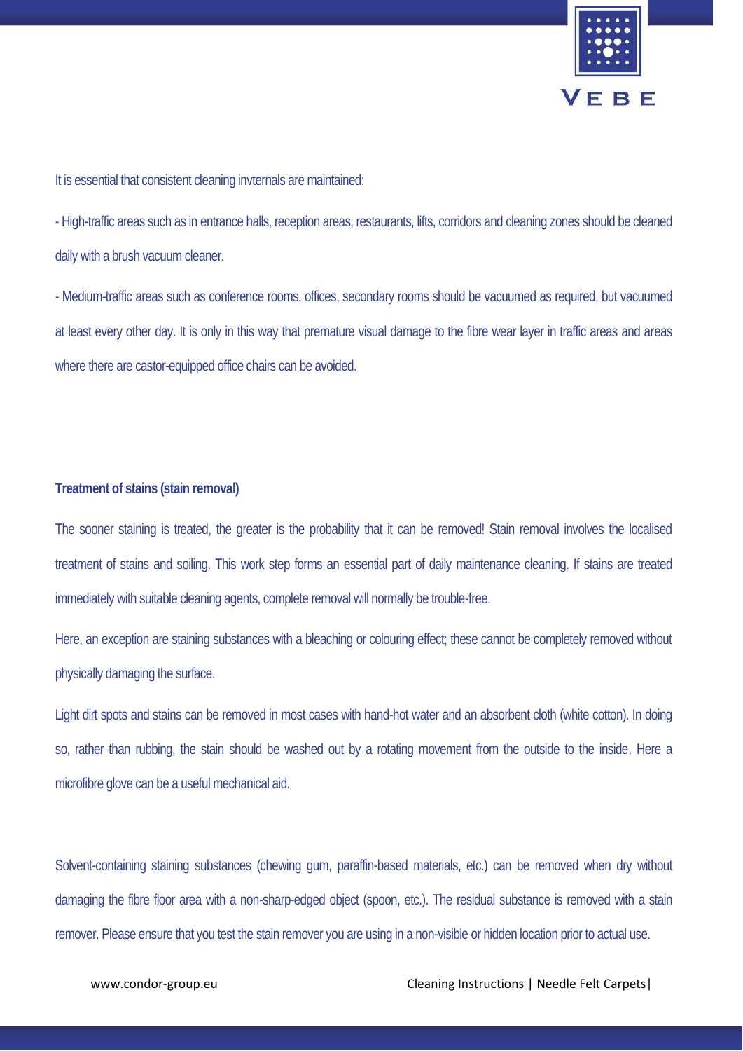It is essential that consistent cleaning invternals are maintained:

- High-traffic areas such as in entrance halls, reception areas, restaurants, lifts, corridors and cleaning zones should be cleaned daily with a brush vacuum cleaner.
- Medium-traffic areas such as conference rooms, offices, secondary rooms should be vacuumed as required, but vacuumed at least every other day. It is only in this way that premature visual damage to the fibre wear layer in traffic areas and areas where there are castor-equipped office chairs can be avoided.

**Treatment of stains (stain removal)**

The sooner staining is treated, the greater is the probability that it can be removed! Stain removal involves the localised treatment of stains and soiling. This work step forms an essential part of daily maintenance cleaning. If stains are treated immediately with suitable cleaning agents, complete removal will normally be trouble-free.

Here, an exception are staining substances with a bleaching or colouring effect; these cannot be completely removed without physically damaging the surface.

Light dirt spots and stains can be removed in most cases with hand-hot water and an absorbent cloth (white cotton). In doing so, rather than rubbing, the stain should be washed out by a rotating movement from the outside to the inside. Here a microfibre glove can be a useful mechanical aid.

Solvent-containing staining substances (chewing gum, paraffin-based materials, etc.) can be removed when dry without damaging the fibre floor area with a non-sharp-edged object (spoon, etc.). The residual substance is removed with a stain remover. Please ensure that you test the stain remover you are using in a non-visible or hidden location prior to actual use.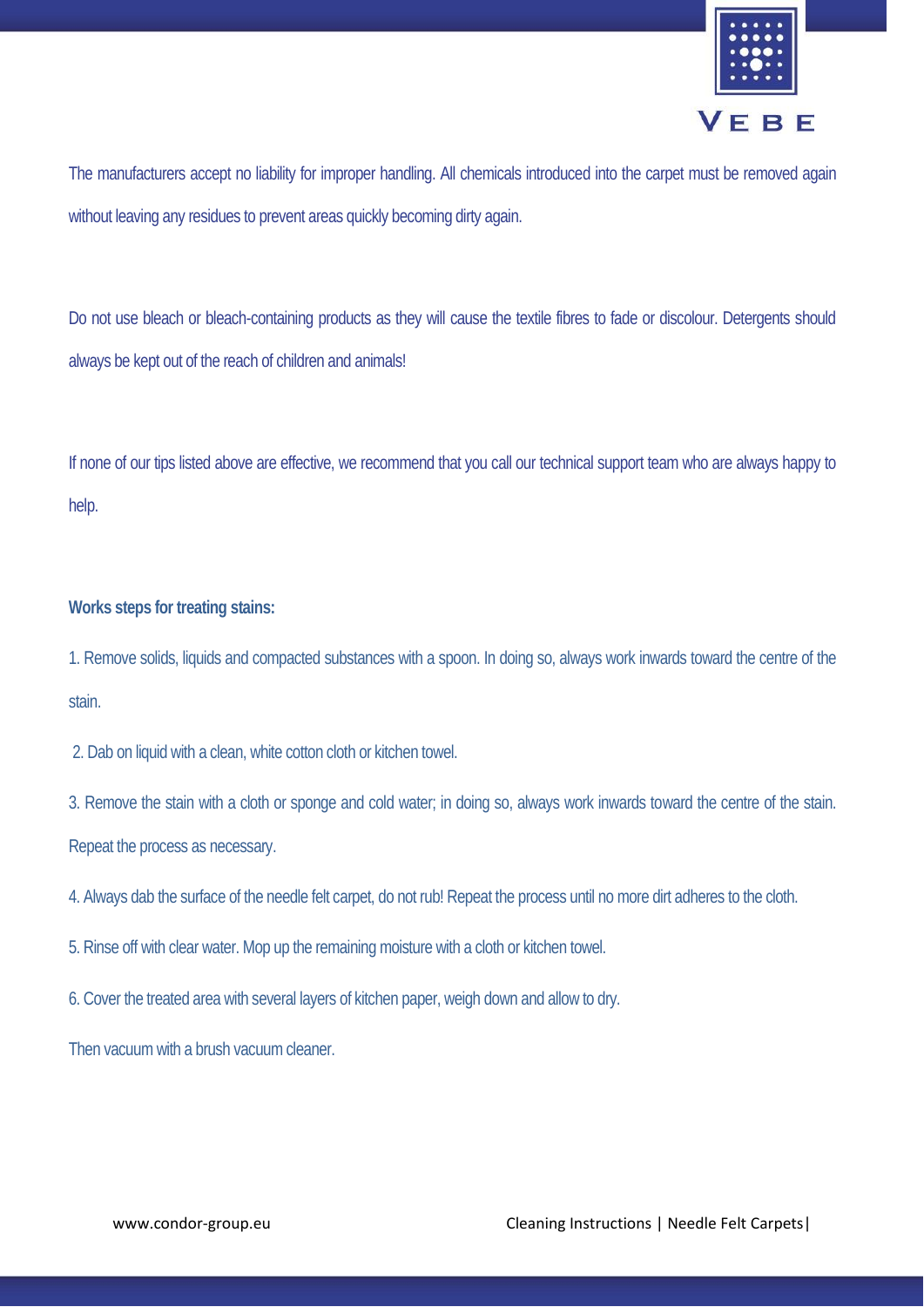The manufacturers accept no liability for improper handling. All chemicals introduced into the carpet must be removed again without leaving any residues to prevent areas quickly becoming dirty again.

Do not use bleach or bleach-containing products as they will cause the textile fibres to fade or discolour. Detergents should always be kept out of the reach of children and animals!

If none of our tips listed above are effective, we recommend that you call our technical support team who are always happy to help.

**Works steps for treating stains:**

1. Remove solids, liquids and compacted substances with a spoon. In doing so, always work inwards toward the centre of the stain.
2. Dab on liquid with a clean, white cotton cloth or kitchen towel.
3. Remove the stain with a cloth or sponge and cold water; in doing so, always work inwards toward the centre of the stain. Repeat the process as necessary.
4. Always dab the surface of the needle felt carpet, do not rub! Repeat the process until no more dirt adheres to the cloth.
5. Rinse off with clear water. Mop up the remaining moisture with a cloth or kitchen towel.
6. Cover the treated area with several layers of kitchen paper, weigh down and allow to dry.

Then vacuum with a brush vacuum cleaner.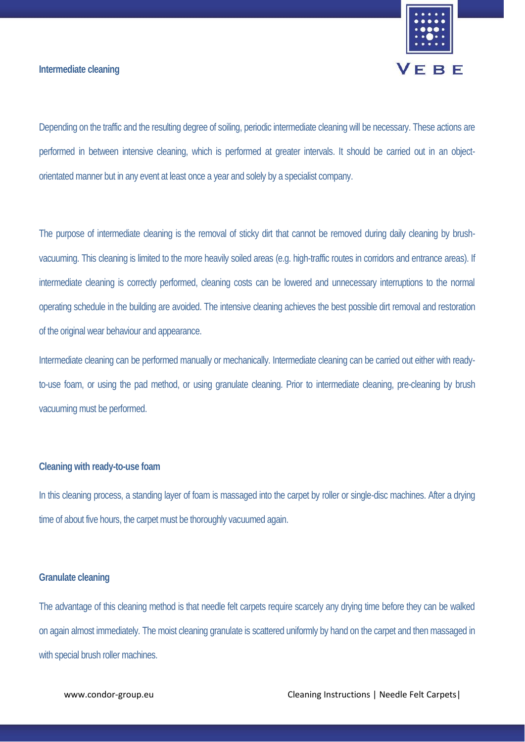## Intermediate cleaning

Depending on the traffic and the resulting degree of soiling, periodic intermediate cleaning will be necessary. These actions are performed in between intensive cleaning, which is performed at greater intervals. It should be carried out in an object-orientated manner but in any event at least once a year and solely by a specialist company.

The purpose of intermediate cleaning is the removal of sticky dirt that cannot be removed during daily cleaning by brush-vacuuming. This cleaning is limited to the more heavily soiled areas (e.g. high-traffic routes in corridors and entrance areas). If intermediate cleaning is correctly performed, cleaning costs can be lowered and unnecessary interruptions to the normal operating schedule in the building are avoided. The intensive cleaning achieves the best possible dirt removal and restoration of the original wear behaviour and appearance.

Intermediate cleaning can be performed manually or mechanically. Intermediate cleaning can be carried out either with ready-to-use foam, or using the pad method, or using granulate cleaning. Prior to intermediate cleaning, pre-cleaning by brush vacuuming must be performed.

### Cleaning with ready-to-use foam

In this cleaning process, a standing layer of foam is massaged into the carpet by roller or single-disc machines. After a drying time of about five hours, the carpet must be thoroughly vacuumed again.

### Granulate cleaning

The advantage of this cleaning method is that needle felt carpets require scarcely any drying time before they can be walked on again almost immediately. The moist cleaning granulate is scattered uniformly by hand on the carpet and then massaged in with special brush roller machines.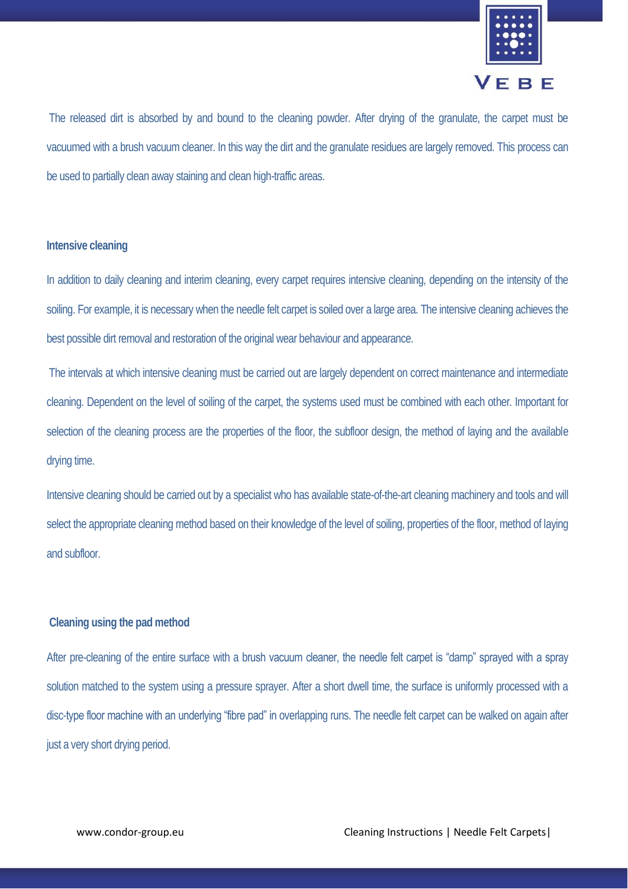The released dirt is absorbed by and bound to the cleaning powder. After drying of the granulate, the carpet must be vacuumed with a brush vacuum cleaner. In this way the dirt and the granulate residues are largely removed. This process can be used to partially clean away staining and clean high-traffic areas.

## Intensive cleaning

In addition to daily cleaning and interim cleaning, every carpet requires intensive cleaning, depending on the intensity of the soiling. For example, it is necessary when the needle felt carpet is soiled over a large area. The intensive cleaning achieves the best possible dirt removal and restoration of the original wear behaviour and appearance.

The intervals at which intensive cleaning must be carried out are largely dependent on correct maintenance and intermediate cleaning. Dependent on the level of soiling of the carpet, the systems used must be combined with each other. Important for selection of the cleaning process are the properties of the floor, the subfloor design, the method of laying and the available drying time.

Intensive cleaning should be carried out by a specialist who has available state-of-the-art cleaning machinery and tools and will select the appropriate cleaning method based on their knowledge of the level of soiling, properties of the floor, method of laying and subfloor.

## Cleaning using the pad method

After pre-cleaning of the entire surface with a brush vacuum cleaner, the needle felt carpet is "damp" sprayed with a spray solution matched to the system using a pressure sprayer. After a short dwell time, the surface is uniformly processed with a disc-type floor machine with an underlying "fibre pad" in overlapping runs. The needle felt carpet can be walked on again after just a very short drying period.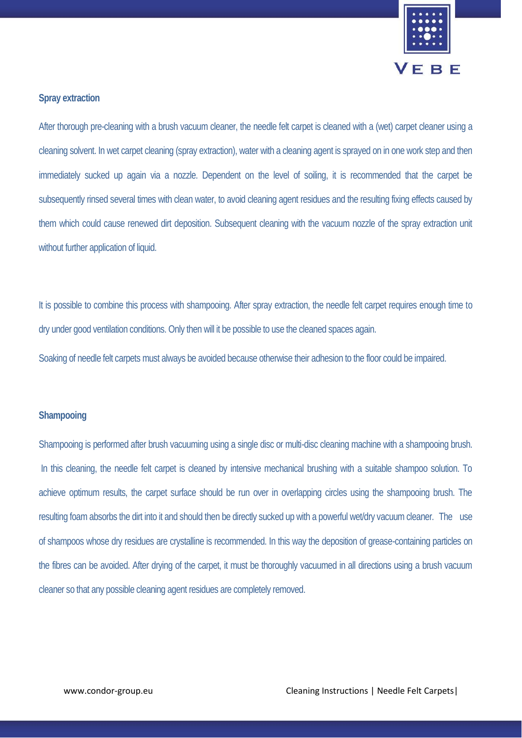## Spray extraction

After thorough pre-cleaning with a brush vacuum cleaner, the needle felt carpet is cleaned with a (wet) carpet cleaner using a cleaning solvent. In wet carpet cleaning (spray extraction), water with a cleaning agent is sprayed on in one work step and then immediately sucked up again via a nozzle. Dependent on the level of soiling, it is recommended that the carpet be subsequently rinsed several times with clean water, to avoid cleaning agent residues and the resulting fixing effects caused by them which could cause renewed dirt deposition. Subsequent cleaning with the vacuum nozzle of the spray extraction unit without further application of liquid.

It is possible to combine this process with shampooing. After spray extraction, the needle felt carpet requires enough time to dry under good ventilation conditions. Only then will it be possible to use the cleaned spaces again.

Soaking of needle felt carpets must always be avoided because otherwise their adhesion to the floor could be impaired.

## Shampooing

Shampooing is performed after brush vacuuming using a single disc or multi-disc cleaning machine with a shampooing brush. In this cleaning, the needle felt carpet is cleaned by intensive mechanical brushing with a suitable shampoo solution. To achieve optimum results, the carpet surface should be run over in overlapping circles using the shampooing brush. The resulting foam absorbs the dirt into it and should then be directly sucked up with a powerful wet/dry vacuum cleaner. The use of shampoos whose dry residues are crystalline is recommended. In this way the deposition of grease-containing particles on the fibres can be avoided. After drying of the carpet, it must be thoroughly vacuumed in all directions using a brush vacuum cleaner so that any possible cleaning agent residues are completely removed.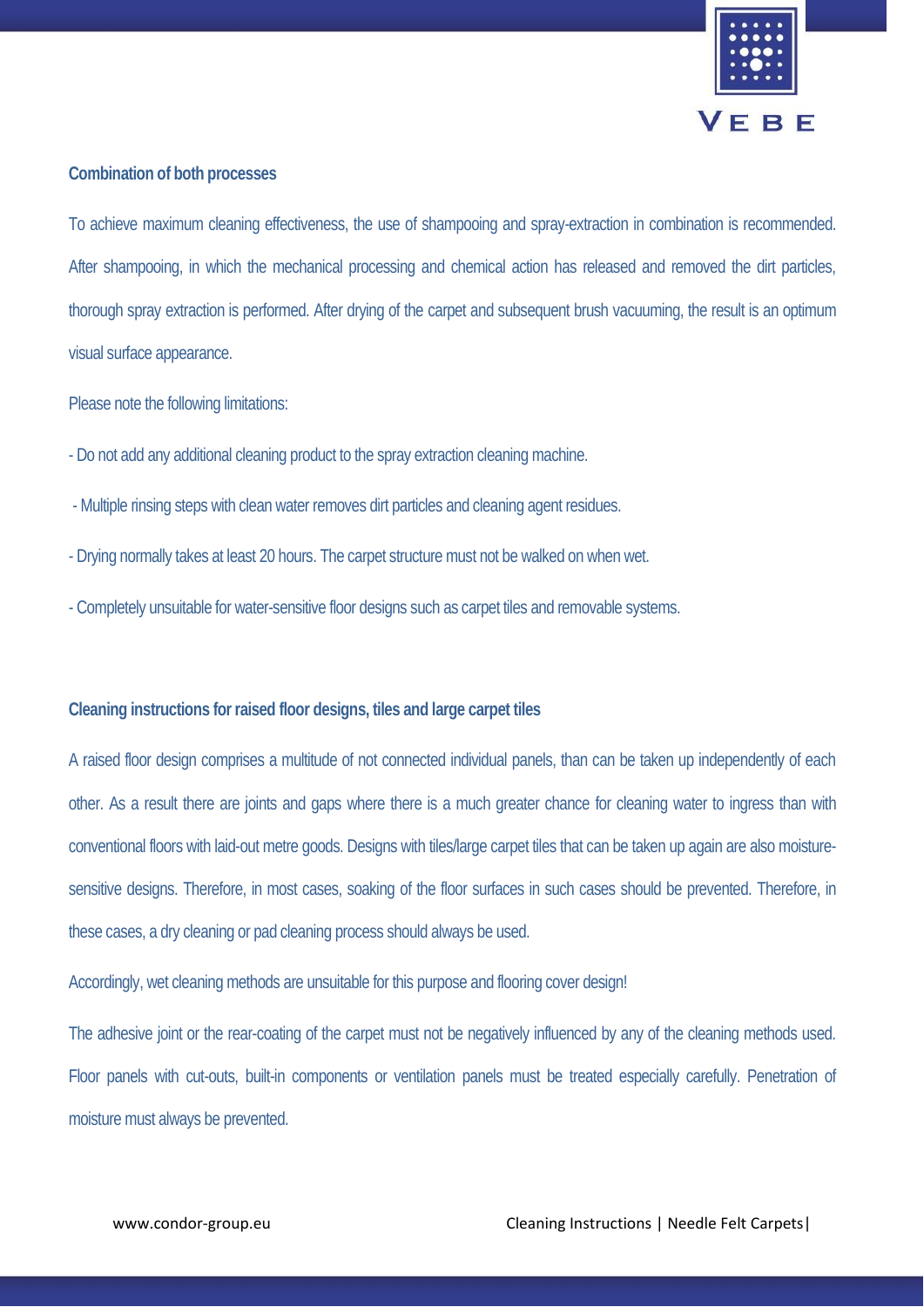## Combination of both processes

To achieve maximum cleaning effectiveness, the use of shampooing and spray-extraction in combination is recommended. After shampooing, in which the mechanical processing and chemical action has released and removed the dirt particles, thorough spray extraction is performed. After drying of the carpet and subsequent brush vacuuming, the result is an optimum visual surface appearance.

Please note the following limitations:

- Do not add any additional cleaning product to the spray extraction cleaning machine.
- Multiple rinsing steps with clean water removes dirt particles and cleaning agent residues.
- Drying normally takes at least 20 hours. The carpet structure must not be walked on when wet.
- Completely unsuitable for water-sensitive floor designs such as carpet tiles and removable systems.

## Cleaning instructions for raised floor designs, tiles and large carpet tiles

A raised floor design comprises a multitude of not connected individual panels, than can be taken up independently of each other. As a result there are joints and gaps where there is a much greater chance for cleaning water to ingress than with conventional floors with laid-out metre goods. Designs with tiles/large carpet tiles that can be taken up again are also moisture-sensitive designs. Therefore, in most cases, soaking of the floor surfaces in such cases should be prevented. Therefore, in these cases, a dry cleaning or pad cleaning process should always be used.

Accordingly, wet cleaning methods are unsuitable for this purpose and flooring cover design!

The adhesive joint or the rear-coating of the carpet must not be negatively influenced by any of the cleaning methods used. Floor panels with cut-outs, built-in components or ventilation panels must be treated especially carefully. Penetration of moisture must always be prevented.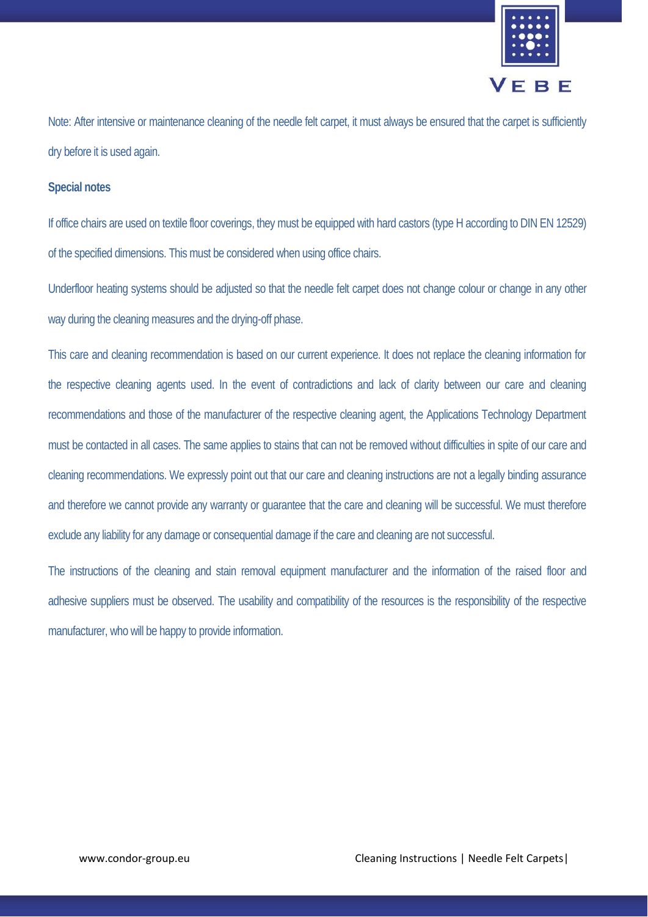Note: After intensive or maintenance cleaning of the needle felt carpet, it must always be ensured that the carpet is sufficiently dry before it is used again.

**Special notes**

If office chairs are used on textile floor coverings, they must be equipped with hard castors (type H according to DIN EN 12529) of the specified dimensions. This must be considered when using office chairs.

Underfloor heating systems should be adjusted so that the needle felt carpet does not change colour or change in any other way during the cleaning measures and the drying-off phase.

This care and cleaning recommendation is based on our current experience. It does not replace the cleaning information for the respective cleaning agents used. In the event of contradictions and lack of clarity between our care and cleaning recommendations and those of the manufacturer of the respective cleaning agent, the Applications Technology Department must be contacted in all cases. The same applies to stains that can not be removed without difficulties in spite of our care and cleaning recommendations. We expressly point out that our care and cleaning instructions are not a legally binding assurance and therefore we cannot provide any warranty or guarantee that the care and cleaning will be successful. We must therefore exclude any liability for any damage or consequential damage if the care and cleaning are not successful.

The instructions of the cleaning and stain removal equipment manufacturer and the information of the raised floor and adhesive suppliers must be observed. The usability and compatibility of the resources is the responsibility of the respective manufacturer, who will be happy to provide information.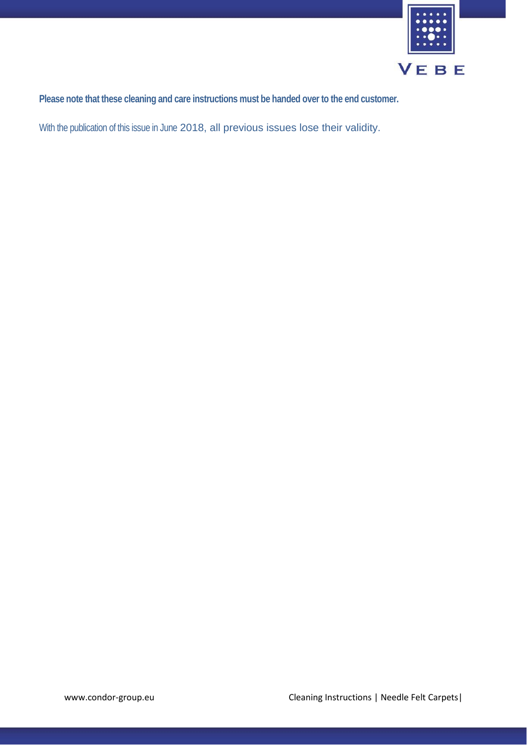**Please note that these cleaning and care instructions must be handed over to the end customer.**

With the publication of this issue in June 2018, all previous issues lose their validity.